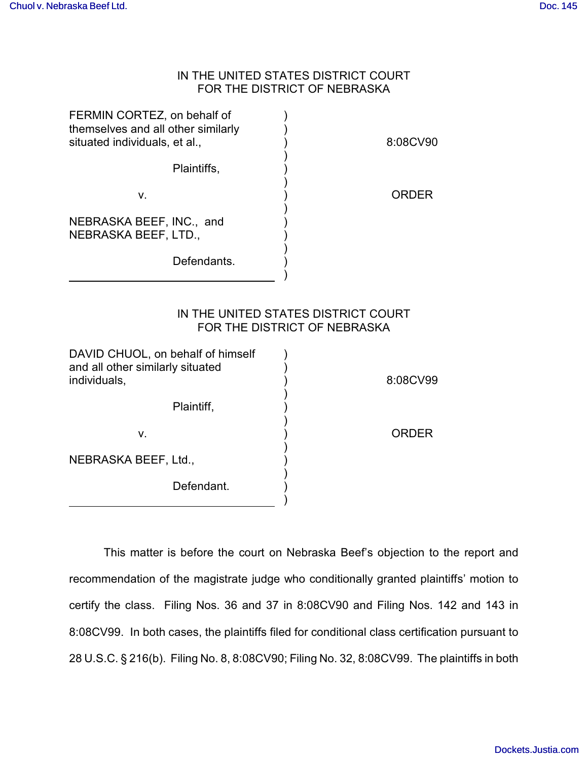IN THE UNITED STATES DISTRICT COURT
FOR THE DISTRICT OF NEBRASKA

| | | |
|---|---|---|
| FERMIN CORTEZ, on behalf of themselves and all other similarly situated individuals, et al., | ) | 8:08CV90 |
| Plaintiffs, | ) | |
| v. | ) | ORDER |
| NEBRASKA BEEF, INC., and NEBRASKA BEEF, LTD., | ) | |
| Defendants. | ) | |

IN THE UNITED STATES DISTRICT COURT
FOR THE DISTRICT OF NEBRASKA

| | | |
|---|---|---|
| DAVID CHUOL, on behalf of himself and all other similarly situated individuals, | ) | 8:08CV99 |
| Plaintiff, | ) | |
| v. | ) | ORDER |
| NEBRASKA BEEF, Ltd., | ) | |
| Defendant. | ) | |

This matter is before the court on Nebraska Beef's objection to the report and recommendation of the magistrate judge who conditionally granted plaintiffs' motion to certify the class. Filing Nos. 36 and 37 in 8:08CV90 and Filing Nos. 142 and 143 in 8:08CV99. In both cases, the plaintiffs filed for conditional class certification pursuant to 28 U.S.C. § 216(b). Filing No. 8, 8:08CV90; Filing No. 32, 8:08CV99. The plaintiffs in both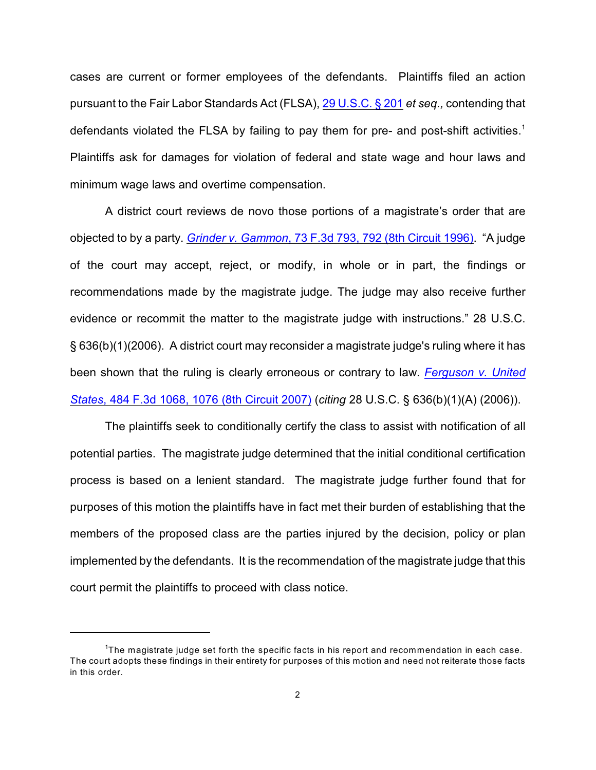cases are current or former employees of the defendants. Plaintiffs filed an action pursuant to the Fair Labor Standards Act (FLSA), 29 U.S.C. § 201 *et seq.,* contending that defendants violated the FLSA by failing to pay them for pre- and post-shift activities.[1] Plaintiffs ask for damages for violation of federal and state wage and hour laws and minimum wage laws and overtime compensation.

A district court reviews de novo those portions of a magistrate's order that are objected to by a party. *Grinder v. Gammon*, 73 F.3d 793, 792 (8th Circuit 1996). "A judge of the court may accept, reject, or modify, in whole or in part, the findings or recommendations made by the magistrate judge. The judge may also receive further evidence or recommit the matter to the magistrate judge with instructions." 28 U.S.C. § 636(b)(1)(2006). A district court may reconsider a magistrate judge's ruling where it has been shown that the ruling is clearly erroneous or contrary to law. *Ferguson v. United States*, 484 F.3d 1068, 1076 (8th Circuit 2007) (*citing* 28 U.S.C. § 636(b)(1)(A) (2006)).

The plaintiffs seek to conditionally certify the class to assist with notification of all potential parties. The magistrate judge determined that the initial conditional certification process is based on a lenient standard. The magistrate judge further found that for purposes of this motion the plaintiffs have in fact met their burden of establishing that the members of the proposed class are the parties injured by the decision, policy or plan implemented by the defendants. It is the recommendation of the magistrate judge that this court permit the plaintiffs to proceed with class notice.

---

[1] The magistrate judge set forth the specific facts in his report and recommendation in each case. The court adopts these findings in their entirety for purposes of this motion and need not reiterate those facts in this order.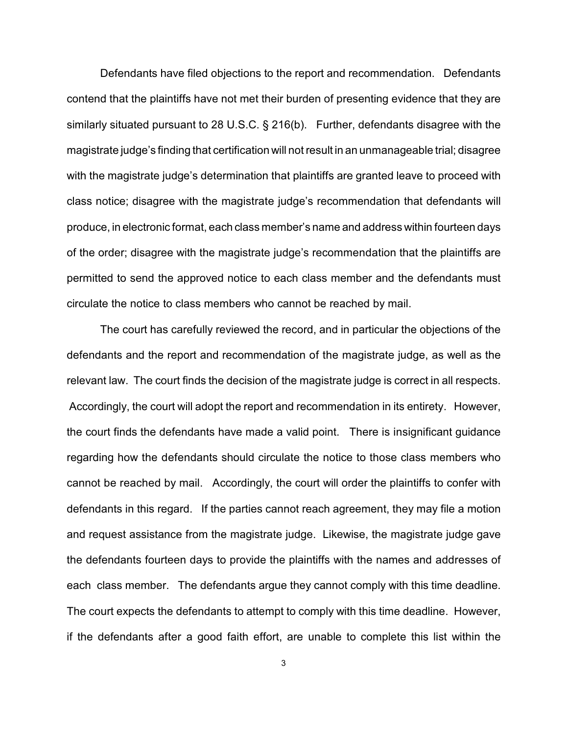Defendants have filed objections to the report and recommendation. Defendants contend that the plaintiffs have not met their burden of presenting evidence that they are similarly situated pursuant to 28 U.S.C. § 216(b). Further, defendants disagree with the magistrate judge's finding that certification will not result in an unmanageable trial; disagree with the magistrate judge's determination that plaintiffs are granted leave to proceed with class notice; disagree with the magistrate judge's recommendation that defendants will produce, in electronic format, each class member's name and address within fourteen days of the order; disagree with the magistrate judge's recommendation that the plaintiffs are permitted to send the approved notice to each class member and the defendants must circulate the notice to class members who cannot be reached by mail.

The court has carefully reviewed the record, and in particular the objections of the defendants and the report and recommendation of the magistrate judge, as well as the relevant law. The court finds the decision of the magistrate judge is correct in all respects. Accordingly, the court will adopt the report and recommendation in its entirety. However, the court finds the defendants have made a valid point. There is insignificant guidance regarding how the defendants should circulate the notice to those class members who cannot be reached by mail. Accordingly, the court will order the plaintiffs to confer with defendants in this regard. If the parties cannot reach agreement, they may file a motion and request assistance from the magistrate judge. Likewise, the magistrate judge gave the defendants fourteen days to provide the plaintiffs with the names and addresses of each class member. The defendants argue they cannot comply with this time deadline. The court expects the defendants to attempt to comply with this time deadline. However, if the defendants after a good faith effort, are unable to complete this list within the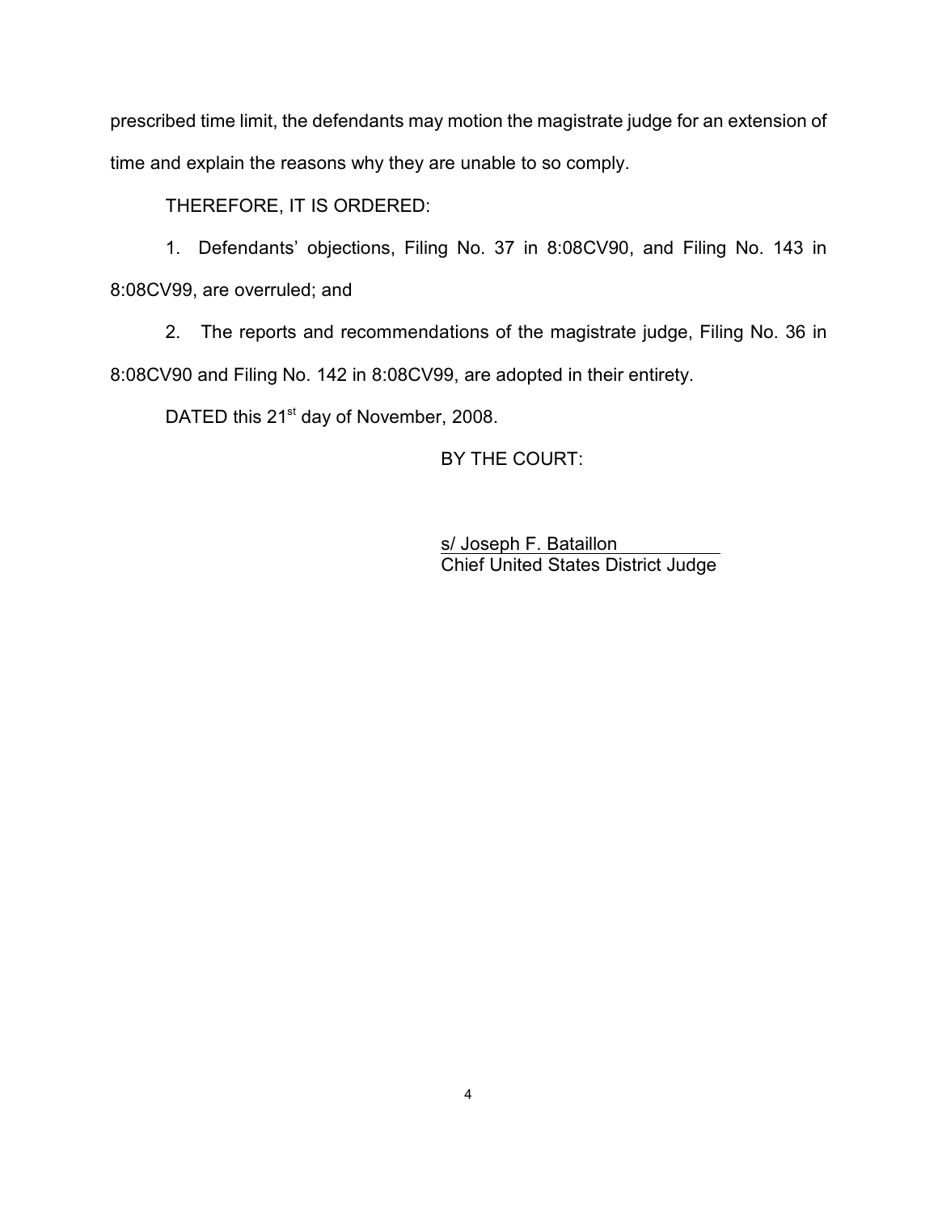prescribed time limit, the defendants may motion the magistrate judge for an extension of time and explain the reasons why they are unable to so comply.

THEREFORE, IT IS ORDERED:

1. Defendants' objections, Filing No. 37 in 8:08CV90, and Filing No. 143 in 8:08CV99, are overruled; and

2. The reports and recommendations of the magistrate judge, Filing No. 36 in 8:08CV90 and Filing No. 142 in 8:08CV99, are adopted in their entirety.

DATED this 21st day of November, 2008.

BY THE COURT:

s/ Joseph F. Bataillon
Chief United States District Judge